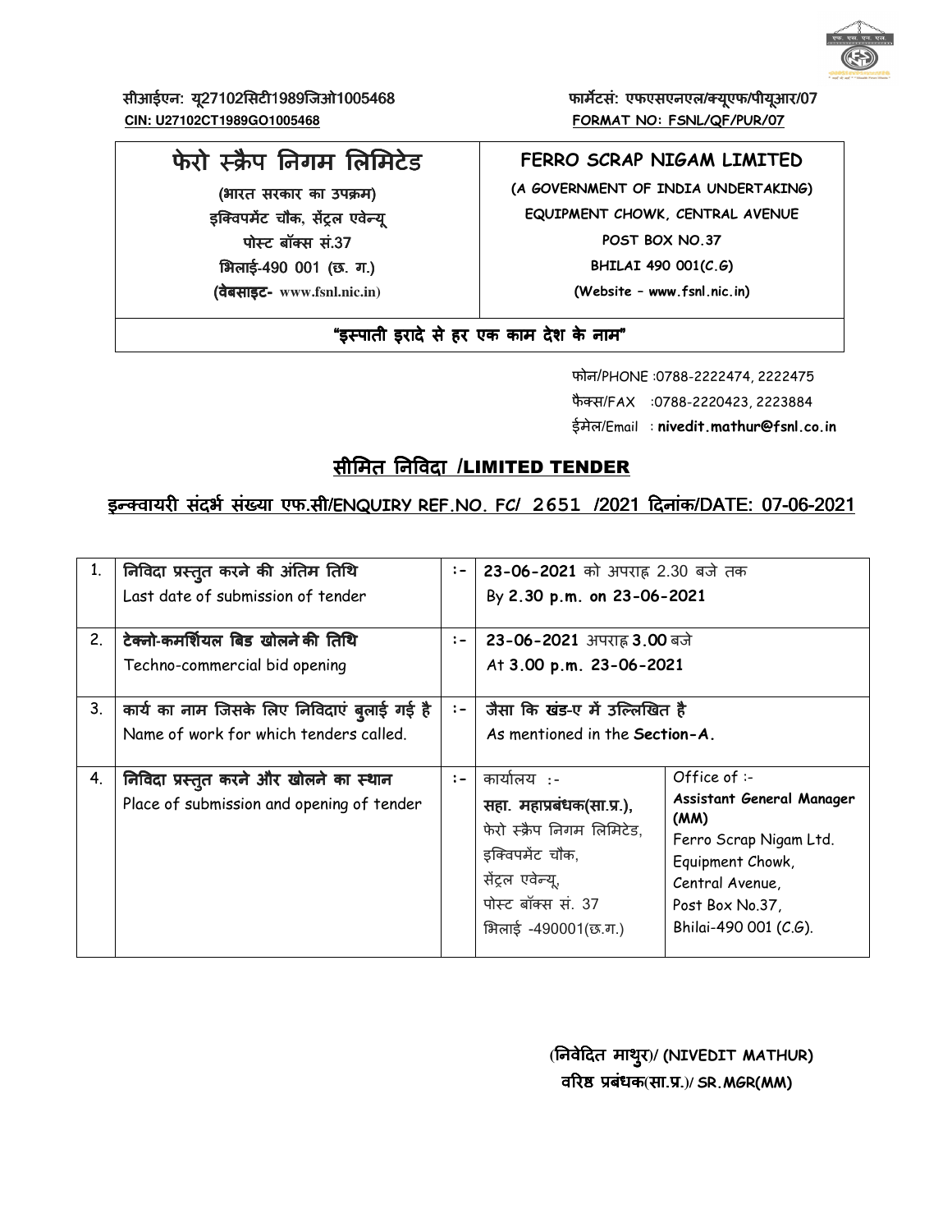सीआईएन: यू27102सिटी1989जिओ1005468
**CIN: U27102CT1989GO1005468**

फार्मेटसं: एफएसएनएल/क्यूएफ/पीयूआर/07
**FORMAT NO: FSNL/QF/PUR/07**

| फेरो स्क्रैप निगम लिमिटेड<br>(भारत सरकार का उपक्रम)<br>इक्विपमेंट चौक, सेंट्रल एवेन्यू<br>पोस्ट बॉक्स सं.37<br>भिलाई-490 001 (छ. ग.)<br>(वेबसाइट- www.fsnl.nic.in) | FERRO SCRAP NIGAM LIMITED<br>(A GOVERNMENT OF INDIA UNDERTAKING)<br>EQUIPMENT CHOWK, CENTRAL AVENUE<br>POST BOX NO.37<br>BHILAI 490 001(C.G)<br>(Website – www.fsnl.nic.in) |
|---|---|

**"इस्पाती इरादे से हर एक काम देश के नाम"**

फोन/PHONE :0788-2222474, 2222475
फैक्स/FAX :0788-2220423, 2223884
ईमेल/Email : **nivedit.mathur@fsnl.co.in**

## सीमित निविदा /LIMITED TENDER

## इन्क्वायरी संदर्भ संख्या एफ.सी/ENQUIRY REF.NO. FC/ 2651 /2021 दिनांक/DATE: 07-06-2021

| | | | | |
|---|---|---|---|---|
| 1. | **निविदा प्रस्तुत करने की अंतिम तिथि**<br>Last date of submission of tender | :- | **23-06-2021** को अपराह्न 2.30 बजे तक<br>By **2.30 p.m. on 23-06-2021** | |
| 2. | **टेक्नो-कमर्शियल बिड खोलने की तिथि**<br>Techno-commercial bid opening | :- | **23-06-2021** अपराह्न **3.00** बजे<br>At **3.00 p.m. 23-06-2021** | |
| 3. | **कार्य का नाम जिसके लिए निविदाएं बुलाई गई है**<br>Name of work for which tenders called. | :- | **जैसा कि खंड-ए में उल्लिखित है**<br>As mentioned in the **Section-A.** | |
| 4. | **निविदा प्रस्तुत करने और खोलने का स्थान**<br>Place of submission and opening of tender | :- | कार्यालय :-<br>**सहा. महाप्रबंधक(सा.प्र.),**<br>फेरो स्क्रैप निगम लिमिटेड,<br>इक्विपमेंट चौक,<br>सेंट्रल एवेन्यू,<br>पोस्ट बॉक्स सं. 37<br>भिलाई -490001(छ.ग.) | Office of :-<br>**Assistant General Manager (MM)**<br>Ferro Scrap Nigam Ltd.<br>Equipment Chowk,<br>Central Avenue,<br>Post Box No.37,<br>Bhilai-490 001 (C.G). |

**(निवेदित माथुर)/ (NIVEDIT MATHUR)**
**वरिष्ठ प्रबंधक(सा.प्र.)/ SR.MGR(MM)**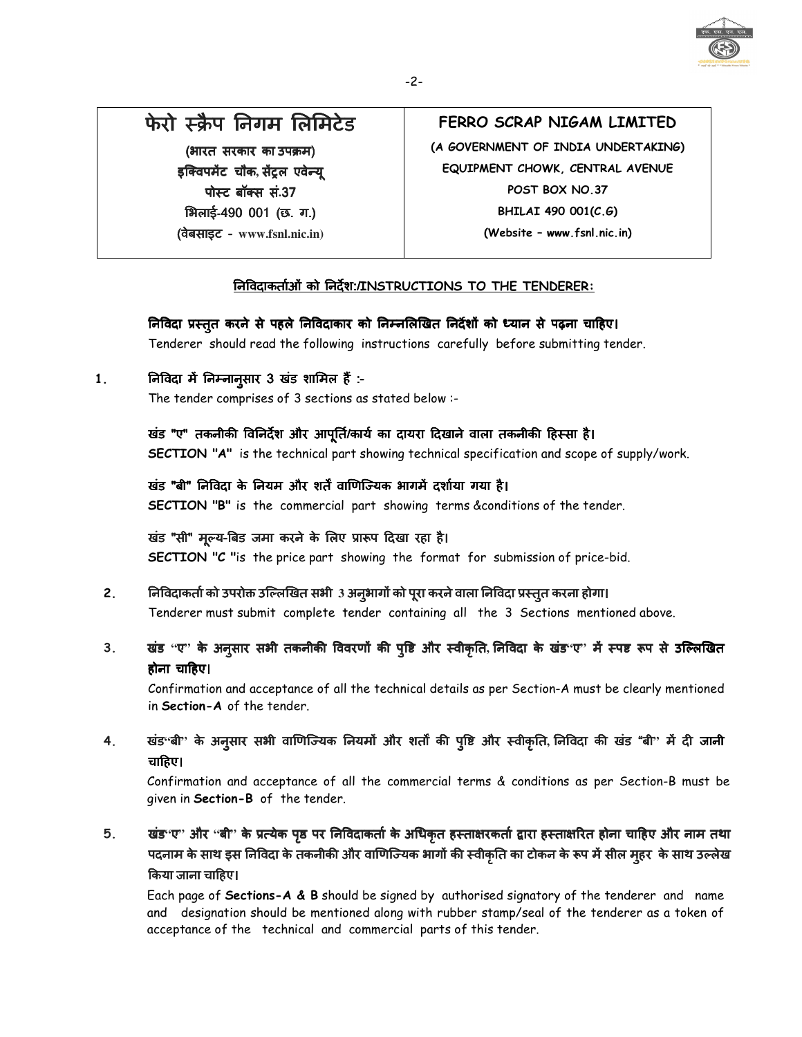| फेरो स्क्रैप निगम लिमिटेड<br>(भारत सरकार का उपक्रम)<br>इक्विपमेंट चौक, सेंट्रल एवेन्यू<br>पोस्ट बॉक्स सं.37<br>भिलाई-490 001 (छ. ग.)<br>(वेबसाइट - www.fsnl.nic.in) | FERRO SCRAP NIGAM LIMITED<br>(A GOVERNMENT OF INDIA UNDERTAKING)<br>EQUIPMENT CHOWK, CENTRAL AVENUE<br>POST BOX NO.37<br>BHILAI 490 001(C.G)<br>(Website – www.fsnl.nic.in) |
|---|---|

## निविदाकर्ताओं को निर्देश:/INSTRUCTIONS TO THE TENDERER:

**निविदा प्रस्तुत करने से पहले निविदाकार को निम्नलिखित निर्देशों को ध्यान से पढ़ना चाहिए।**
Tenderer should read the following instructions carefully before submitting tender.

1. **निविदा में निम्नानुसार 3 खंड शामिल हैं :-**
   The tender comprises of 3 sections as stated below :-

   **खंड "ए" तकनीकी विनिर्देश और आपूर्ति/कार्य का दायरा दिखाने वाला तकनीकी हिस्सा है।**
   **SECTION "A"** is the technical part showing technical specification and scope of supply/work.

   **खंड "बी" निविदा के नियम और शर्तें वाणिज्यिक भागमें दर्शाया गया है।**
   **SECTION "B"** is the commercial part showing terms &conditions of the tender.

   खंड "सी" मूल्य-बिड जमा करने के लिए प्रारूप दिखा रहा है।
   **SECTION "C "**is the price part showing the format for submission of price-bid.

2. निविदाकर्ता को उपरोक्त उल्लिखित सभी 3 अनुभागों को पूरा करने वाला निविदा प्रस्तुत करना होगा।
   Tenderer must submit complete tender containing all the 3 Sections mentioned above.

3. **खंड "ए" के अनुसार सभी तकनीकी विवरणों की पुष्टि और स्वीकृति, निविदा के खंड"ए" में स्पष्ट रूप से उल्लिखित होना चाहिए।**
   Confirmation and acceptance of all the technical details as per Section-A must be clearly mentioned in **Section-A** of the tender.

4. **खंड"बी" के अनुसार सभी वाणिज्यिक नियमों और शर्तों की पुष्टि और स्वीकृति, निविदा की खंड "बी" में दी जानी चाहिए।**
   Confirmation and acceptance of all the commercial terms & conditions as per Section-B must be given in **Section-B** of the tender.

5. **खंड"ए" और "बी" के प्रत्येक पृष्ठ पर निविदाकर्ता के अधिकृत हस्ताक्षरकर्ता द्वारा हस्ताक्षरित होना चाहिए और नाम तथा पदनाम के साथ इस निविदा के तकनीकी और वाणिज्यिक भागों की स्वीकृति का टोकन के रूप में सील मुहर के साथ उल्लेख किया जाना चाहिए।**
   Each page of **Sections-A & B** should be signed by authorised signatory of the tenderer and name and designation should be mentioned along with rubber stamp/seal of the tenderer as a token of acceptance of the technical and commercial parts of this tender.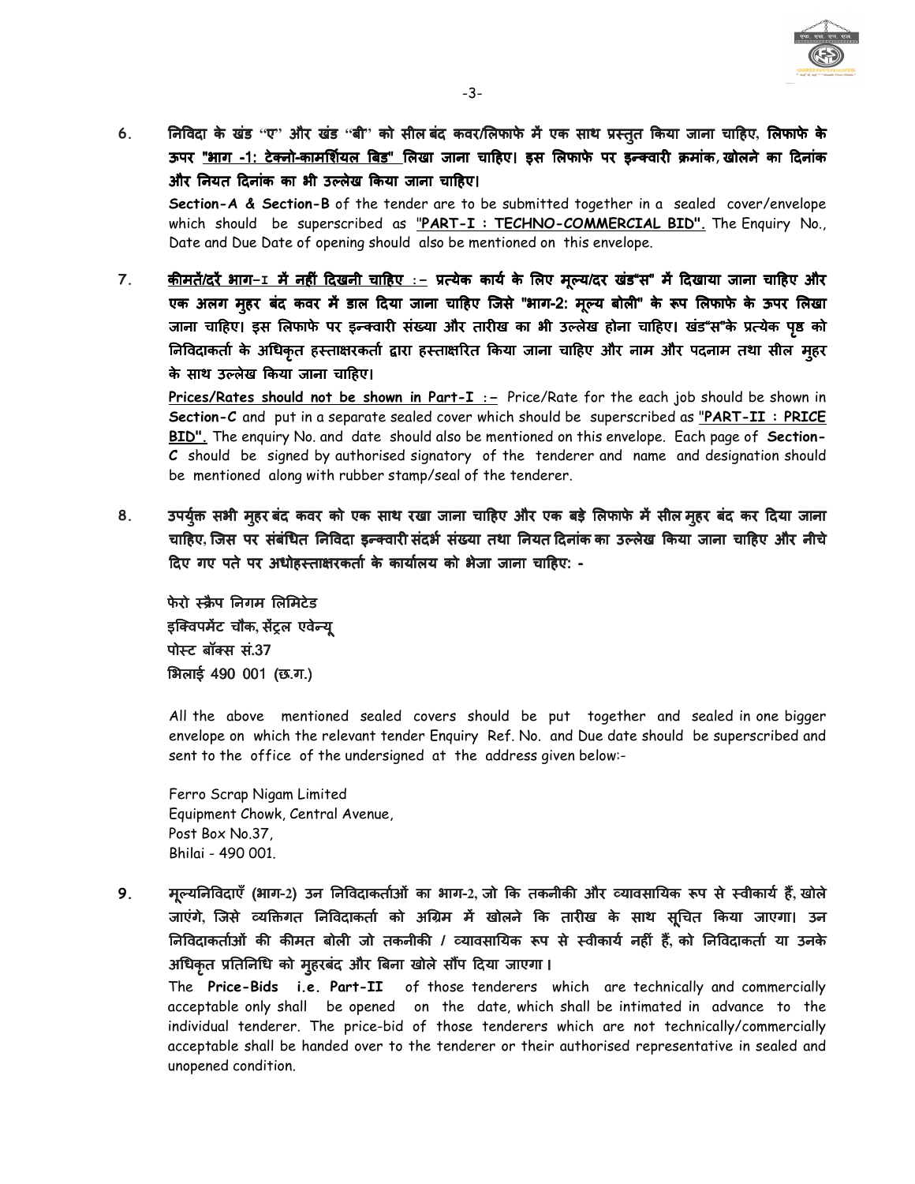6. **निविदा के खंड "ए" और खंड "बी" को सील बंद कवर/लिफाफे में एक साथ प्रस्तुत किया जाना चाहिए, लिफाफे के ऊपर "भाग -1: टेक्नो-कामर्शियल बिड" लिखा जाना चाहिए। इस लिफाफे पर इन्क्वारी क्रमांक, खोलने का दिनांक और नियत दिनांक का भी उल्लेख किया जाना चाहिए।**

   **Section-A & Section-B** of the tender are to be submitted together in a sealed cover/envelope which should be superscribed as "**PART-I : TECHNO-COMMERCIAL BID**". The Enquiry No., Date and Due Date of opening should also be mentioned on this envelope.

7. **कीमतें/दरें भाग–I में नहीं दिखनी चाहिए :– प्रत्येक कार्य के लिए मूल्य/दर खंड"स" में दिखाया जाना चाहिए और एक अलग मुहर बंद कवर में डाल दिया जाना चाहिए जिसे "भाग-2: मूल्य बोली" के रूप लिफाफे के ऊपर लिखा जाना चाहिए। इस लिफाफे पर इन्क्वारी संख्या और तारीख का भी उल्लेख होना चाहिए। खंड"स"के प्रत्येक पृष्ठ को निविदाकर्ता के अधिकृत हस्ताक्षरकर्ता द्वारा हस्ताक्षरित किया जाना चाहिए और नाम और पदनाम तथा सील मुहर के साथ उल्लेख किया जाना चाहिए।**

   **Prices/Rates should not be shown in Part-I :–** Price/Rate for the each job should be shown in **Section-C** and put in a separate sealed cover which should be superscribed as "**PART-II : PRICE BID**". The enquiry No. and date should also be mentioned on this envelope. Each page of **Section-C** should be signed by authorised signatory of the tenderer and name and designation should be mentioned along with rubber stamp/seal of the tenderer.

8. **उपर्युक्त सभी मुहर बंद कवर को एक साथ रखा जाना चाहिए और एक बड़े लिफाफे में सील मुहर बंद कर दिया जाना चाहिए, जिस पर संबंधित निविदा इन्क्वारी संदर्भ संख्या तथा नियत दिनांक का उल्लेख किया जाना चाहिए और नीचे दिए गए पते पर अधोहस्ताक्षरकर्ता के कार्यालय को भेजा जाना चाहिए: -**

   **फेरो स्क्रैप निगम लिमिटेड**
   **इक्विपमेंट चौक, सेंट्रल एवेन्यू**
   **पोस्ट बॉक्स सं.37**
   **भिलाई 490 001 (छ.ग.)**

   All the above mentioned sealed covers should be put together and sealed in one bigger envelope on which the relevant tender Enquiry Ref. No. and Due date should be superscribed and sent to the office of the undersigned at the address given below:-

   Ferro Scrap Nigam Limited
   Equipment Chowk, Central Avenue,
   Post Box No.37,
   Bhilai - 490 001.

9. **मूल्यनिविदाएँ (भाग-2) उन निविदाकर्ताओं का भाग-2, जो कि तकनीकी और व्यावसायिक रूप से स्वीकार्य हैं, खोले जाएंगे, जिसे व्यक्तिगत निविदाकर्ता को अग्रिम में खोलने कि तारीख के साथ सूचित किया जाएगा। उन निविदाकर्ताओं की कीमत बोली जो तकनीकी / व्यावसायिक रूप से स्वीकार्य नहीं हैं, को निविदाकर्ता या उनके अधिकृत प्रतिनिधि को मुहरबंद और बिना खोले सौंप दिया जाएगा।**

   The **Price-Bids i.e. Part-II** of those tenderers which are technically and commercially acceptable only shall be opened on the date, which shall be intimated in advance to the individual tenderer. The price-bid of those tenderers which are not technically/commercially acceptable shall be handed over to the tenderer or their authorised representative in sealed and unopened condition.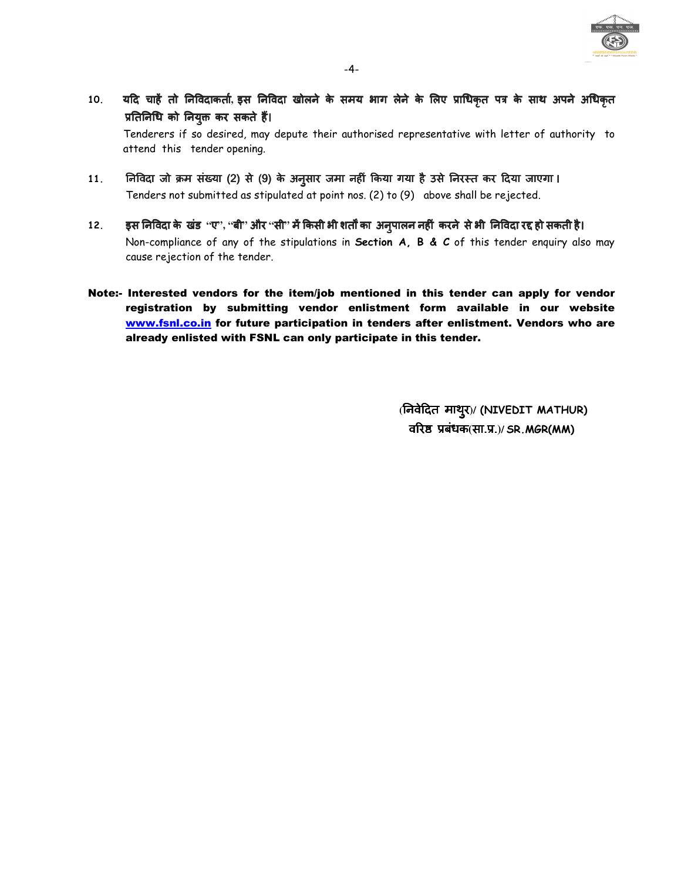10. **यदि चाहें तो निविदाकर्ता, इस निविदा खोलने के समय भाग लेने के लिए प्राधिकृत पत्र के साथ अपने अधिकृत प्रतिनिधि को नियुक्त कर सकते हैं।**
    Tenderers if so desired, may depute their authorised representative with letter of authority to attend this tender opening.

11. **निविदा जो क्रम संख्या (2) से (9) के अनुसार जमा नहीं किया गया है उसे निरस्त कर दिया जाएगा।**
    Tenders not submitted as stipulated at point nos. (2) to (9) above shall be rejected.

12. **इस निविदा के खंड "ए", "बी" और "सी" में किसी भी शर्तों का अनुपालन नहीं करने से भी निविदा रद्द हो सकती है।**
    Non-compliance of any of the stipulations in **Section A, B & C** of this tender enquiry also may cause rejection of the tender.

**Note:- Interested vendors for the item/job mentioned in this tender can apply for vendor registration by submitting vendor enlistment form available in our website [www.fsnl.co.in](http://www.fsnl.co.in) for future participation in tenders after enlistment. Vendors who are already enlisted with FSNL can only participate in this tender.**

**(निवेदित माथुर)/ (NIVEDIT MATHUR)**
**वरिष्ठ प्रबंधक(सा.प्र.)/ SR.MGR(MM)**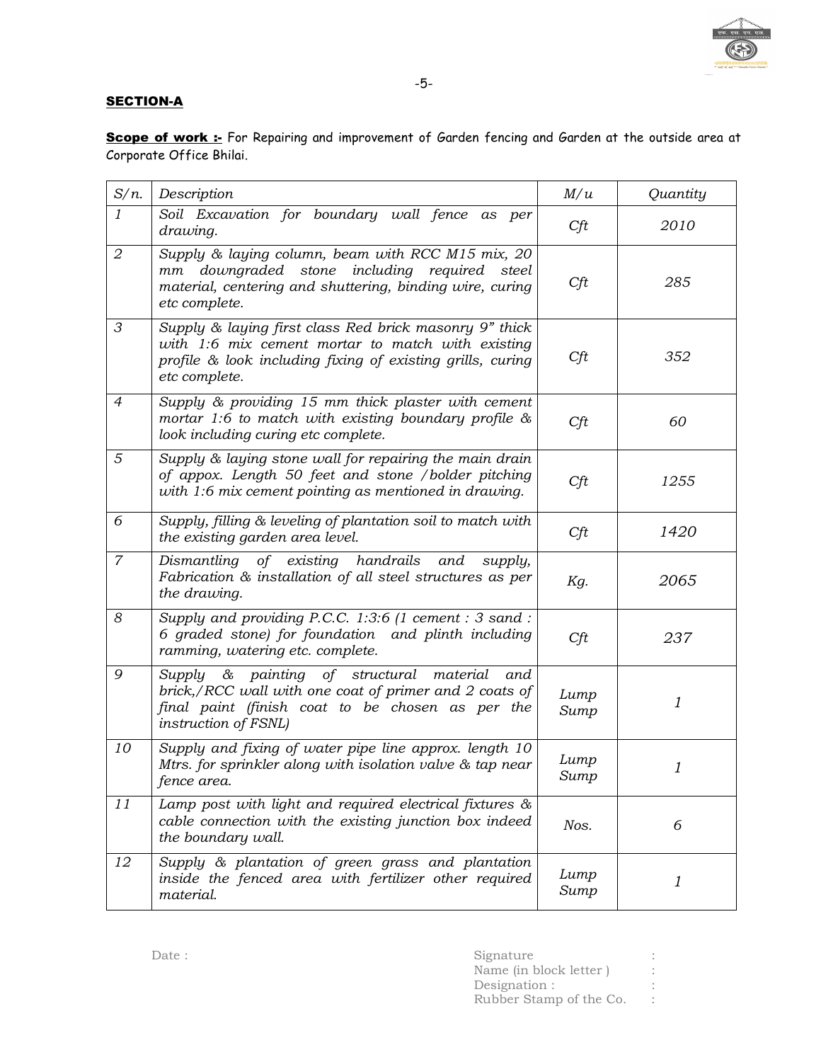**SECTION-A**

**Scope of work :-** For Repairing and improvement of Garden fencing and Garden at the outside area at Corporate Office Bhilai.

| S/n. | Description | M/u | Quantity |
|---|---|---|---|
| 1 | *Soil Excavation for boundary wall fence as per drawing.* | *Cft* | *2010* |
| 2 | *Supply & laying column, beam with RCC M15 mix, 20 mm downgraded stone including required steel material, centering and shuttering, binding wire, curing etc complete.* | *Cft* | *285* |
| 3 | *Supply & laying first class Red brick masonry 9" thick with 1:6 mix cement mortar to match with existing profile & look including fixing of existing grills, curing etc complete.* | *Cft* | *352* |
| 4 | *Supply & providing 15 mm thick plaster with cement mortar 1:6 to match with existing boundary profile & look including curing etc complete.* | *Cft* | *60* |
| 5 | *Supply & laying stone wall for repairing the main drain of appox. Length 50 feet and stone /bolder pitching with 1:6 mix cement pointing as mentioned in drawing.* | *Cft* | *1255* |
| 6 | *Supply, filling & leveling of plantation soil to match with the existing garden area level.* | *Cft* | *1420* |
| 7 | *Dismantling of existing handrails and supply, Fabrication & installation of all steel structures as per the drawing.* | *Kg.* | *2065* |
| 8 | *Supply and providing P.C.C. 1:3:6 (1 cement : 3 sand : 6 graded stone) for foundation and plinth including ramming, watering etc. complete.* | *Cft* | *237* |
| 9 | *Supply & painting of structural material and brick,/RCC wall with one coat of primer and 2 coats of final paint (finish coat to be chosen as per the instruction of FSNL)* | *Lump Sump* | *1* |
| 10 | *Supply and fixing of water pipe line approx. length 10 Mtrs. for sprinkler along with isolation valve & tap near fence area.* | *Lump Sump* | *1* |
| 11 | *Lamp post with light and required electrical fixtures & cable connection with the existing junction box indeed the boundary wall.* | *Nos.* | *6* |
| 12 | *Supply & plantation of green grass and plantation inside the fenced area with fertilizer other required material.* | *Lump Sump* | *1* |

Date :

Signature :
Name (in block letter ) :
Designation : :
Rubber Stamp of the Co. :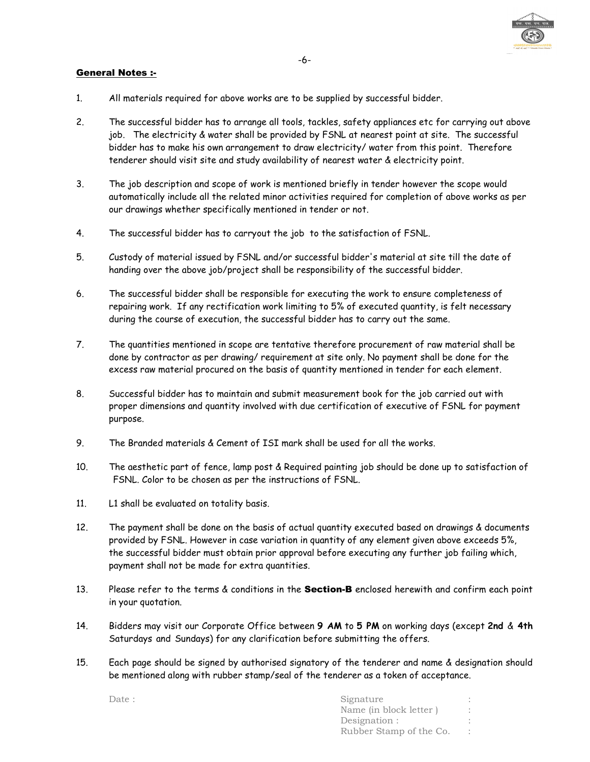**General Notes :-**

1. All materials required for above works are to be supplied by successful bidder.

2. The successful bidder has to arrange all tools, tackles, safety appliances etc for carrying out above job. The electricity & water shall be provided by FSNL at nearest point at site. The successful bidder has to make his own arrangement to draw electricity/ water from this point. Therefore tenderer should visit site and study availability of nearest water & electricity point.

3. The job description and scope of work is mentioned briefly in tender however the scope would automatically include all the related minor activities required for completion of above works as per our drawings whether specifically mentioned in tender or not.

4. The successful bidder has to carryout the job to the satisfaction of FSNL.

5. Custody of material issued by FSNL and/or successful bidder's material at site till the date of handing over the above job/project shall be responsibility of the successful bidder.

6. The successful bidder shall be responsible for executing the work to ensure completeness of repairing work. If any rectification work limiting to 5% of executed quantity, is felt necessary during the course of execution, the successful bidder has to carry out the same.

7. The quantities mentioned in scope are tentative therefore procurement of raw material shall be done by contractor as per drawing/ requirement at site only. No payment shall be done for the excess raw material procured on the basis of quantity mentioned in tender for each element.

8. Successful bidder has to maintain and submit measurement book for the job carried out with proper dimensions and quantity involved with due certification of executive of FSNL for payment purpose.

9. The Branded materials & Cement of ISI mark shall be used for all the works.

10. The aesthetic part of fence, lamp post & Required painting job should be done up to satisfaction of FSNL. Color to be chosen as per the instructions of FSNL.

11. L1 shall be evaluated on totality basis.

12. The payment shall be done on the basis of actual quantity executed based on drawings & documents provided by FSNL. However in case variation in quantity of any element given above exceeds 5%, the successful bidder must obtain prior approval before executing any further job failing which, payment shall not be made for extra quantities.

13. Please refer to the terms & conditions in the **Section-B** enclosed herewith and confirm each point in your quotation.

14. Bidders may visit our Corporate Office between **9 AM** to **5 PM** on working days (except **2nd** & **4th** Saturdays and Sundays) for any clarification before submitting the offers.

15. Each page should be signed by authorised signatory of the tenderer and name & designation should be mentioned along with rubber stamp/seal of the tenderer as a token of acceptance.

Date :

Signature :
Name (in block letter ) :
Designation : :
Rubber Stamp of the Co. :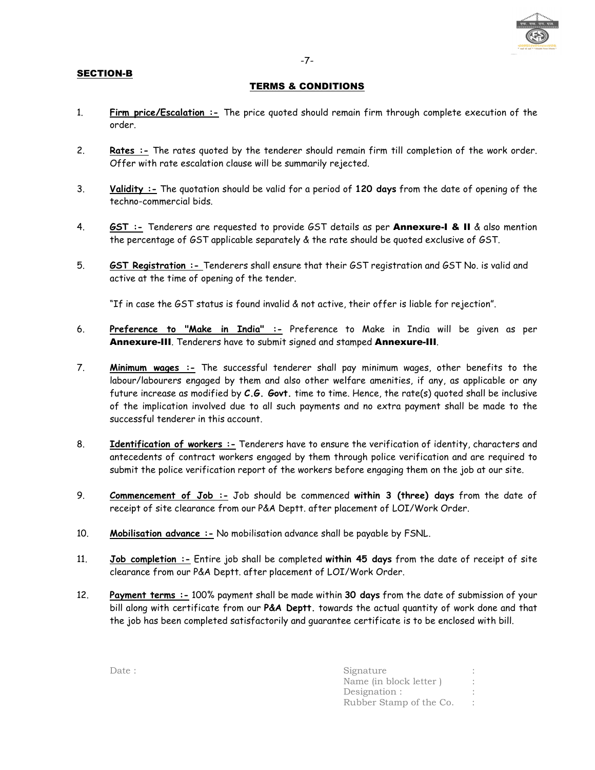**SECTION-B**

## TERMS & CONDITIONS

1. **Firm price/Escalation :-** The price quoted should remain firm through complete execution of the order.

2. **Rates :-** The rates quoted by the tenderer should remain firm till completion of the work order. Offer with rate escalation clause will be summarily rejected.

3. **Validity :-** The quotation should be valid for a period of **120 days** from the date of opening of the techno-commercial bids.

4. **GST :-** Tenderers are requested to provide GST details as per **Annexure-I & II** & also mention the percentage of GST applicable separately & the rate should be quoted exclusive of GST.

5. **GST Registration :-** Tenderers shall ensure that their GST registration and GST No. is valid and active at the time of opening of the tender.

   "If in case the GST status is found invalid & not active, their offer is liable for rejection".

6. **Preference to "Make in India" :-** Preference to Make in India will be given as per **Annexure-III**. Tenderers have to submit signed and stamped **Annexure-III**.

7. **Minimum wages :-** The successful tenderer shall pay minimum wages, other benefits to the labour/labourers engaged by them and also other welfare amenities, if any, as applicable or any future increase as modified by ***C.G. Govt.*** time to time. Hence, the rate(s) quoted shall be inclusive of the implication involved due to all such payments and no extra payment shall be made to the successful tenderer in this account.

8. **Identification of workers :-** Tenderers have to ensure the verification of identity, characters and antecedents of contract workers engaged by them through police verification and are required to submit the police verification report of the workers before engaging them on the job at our site.

9. **Commencement of Job :-** Job should be commenced **within 3 (three) days** from the date of receipt of site clearance from our P&A Deptt. after placement of LOI/Work Order.

10. **Mobilisation advance :-** No mobilisation advance shall be payable by FSNL.

11. **Job completion :-** Entire job shall be completed **within 45 days** from the date of receipt of site clearance from our P&A Deptt. after placement of LOI/Work Order.

12. **Payment terms :-** 100% payment shall be made within **30 days** from the date of submission of your bill along with certificate from our **P&A Deptt.** towards the actual quantity of work done and that the job has been completed satisfactorily and guarantee certificate is to be enclosed with bill.

Date :

Signature :
Name (in block letter ) :
Designation :
Rubber Stamp of the Co. :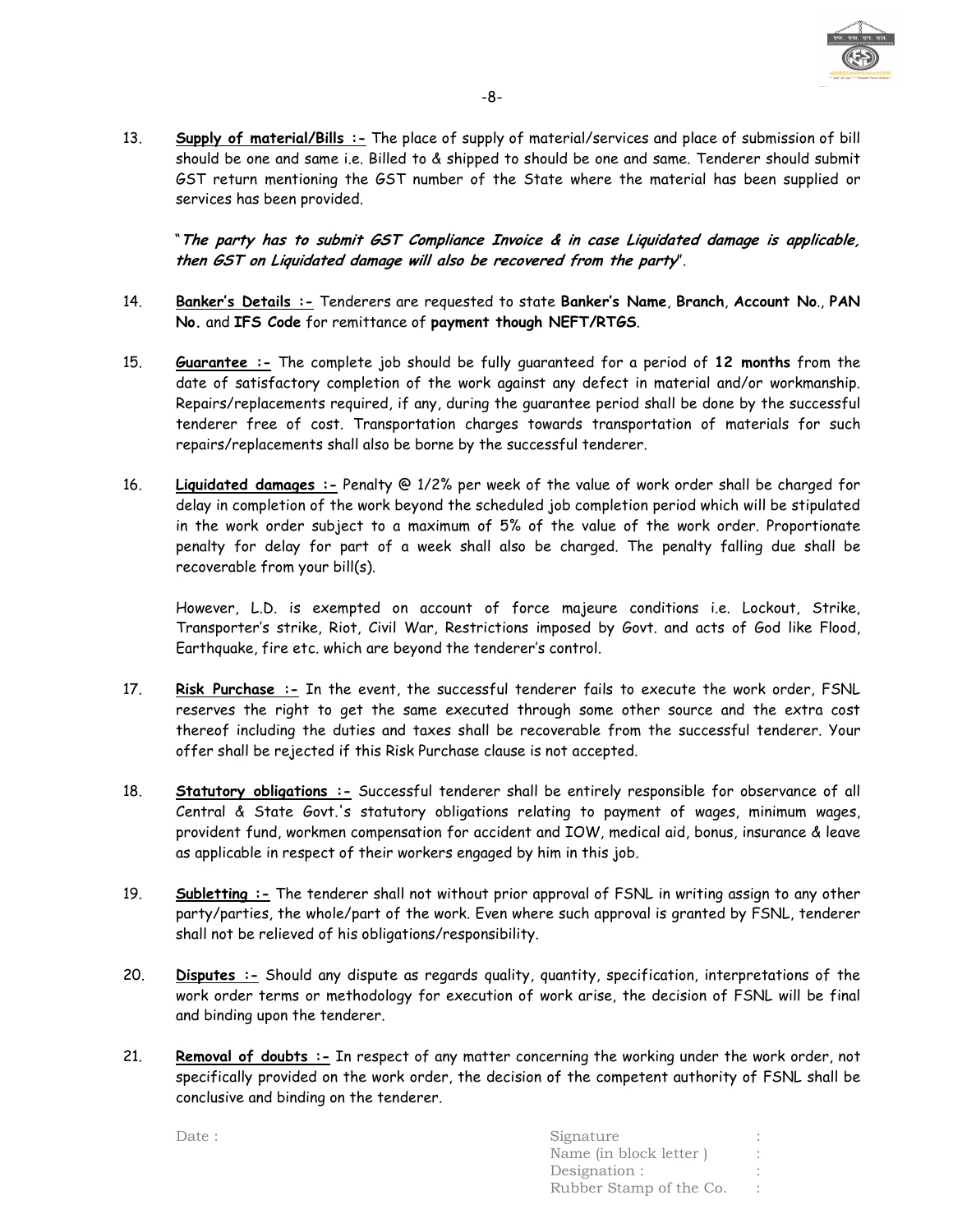13. **<u>Supply of material/Bills :-</u>** The place of supply of material/services and place of submission of bill should be one and same i.e. Billed to & shipped to should be one and same. Tenderer should submit GST return mentioning the GST number of the State where the material has been supplied or services has been provided.

    "***The party has to submit GST Compliance Invoice & in case Liquidated damage is applicable, then GST on Liquidated damage will also be recovered from the party***".

14. **<u>Banker's Details :-</u>** Tenderers are requested to state **Banker's Name**, **Branch**, **Account No.**, **PAN No.** and **IFS Code** for remittance of **payment though NEFT/RTGS**.

15. **<u>Guarantee :-</u>** The complete job should be fully guaranteed for a period of **12 months** from the date of satisfactory completion of the work against any defect in material and/or workmanship. Repairs/replacements required, if any, during the guarantee period shall be done by the successful tenderer free of cost. Transportation charges towards transportation of materials for such repairs/replacements shall also be borne by the successful tenderer.

16. **<u>Liquidated damages :-</u>** Penalty @ 1/2% per week of the value of work order shall be charged for delay in completion of the work beyond the scheduled job completion period which will be stipulated in the work order subject to a maximum of 5% of the value of the work order. Proportionate penalty for delay for part of a week shall also be charged. The penalty falling due shall be recoverable from your bill(s).

    However, L.D. is exempted on account of force majeure conditions i.e. Lockout, Strike, Transporter's strike, Riot, Civil War, Restrictions imposed by Govt. and acts of God like Flood, Earthquake, fire etc. which are beyond the tenderer's control.

17. **<u>Risk Purchase :-</u>** In the event, the successful tenderer fails to execute the work order, FSNL reserves the right to get the same executed through some other source and the extra cost thereof including the duties and taxes shall be recoverable from the successful tenderer. Your offer shall be rejected if this Risk Purchase clause is not accepted.

18. **<u>Statutory obligations :-</u>** Successful tenderer shall be entirely responsible for observance of all Central & State Govt.'s statutory obligations relating to payment of wages, minimum wages, provident fund, workmen compensation for accident and IOW, medical aid, bonus, insurance & leave as applicable in respect of their workers engaged by him in this job.

19. **<u>Subletting :-</u>** The tenderer shall not without prior approval of FSNL in writing assign to any other party/parties, the whole/part of the work. Even where such approval is granted by FSNL, tenderer shall not be relieved of his obligations/responsibility.

20. **<u>Disputes :-</u>** Should any dispute as regards quality, quantity, specification, interpretations of the work order terms or methodology for execution of work arise, the decision of FSNL will be final and binding upon the tenderer.

21. **<u>Removal of doubts :-</u>** In respect of any matter concerning the working under the work order, not specifically provided on the work order, the decision of the competent authority of FSNL shall be conclusive and binding on the tenderer.

Date :

Signature :
Name (in block letter ) :
Designation : :
Rubber Stamp of the Co. :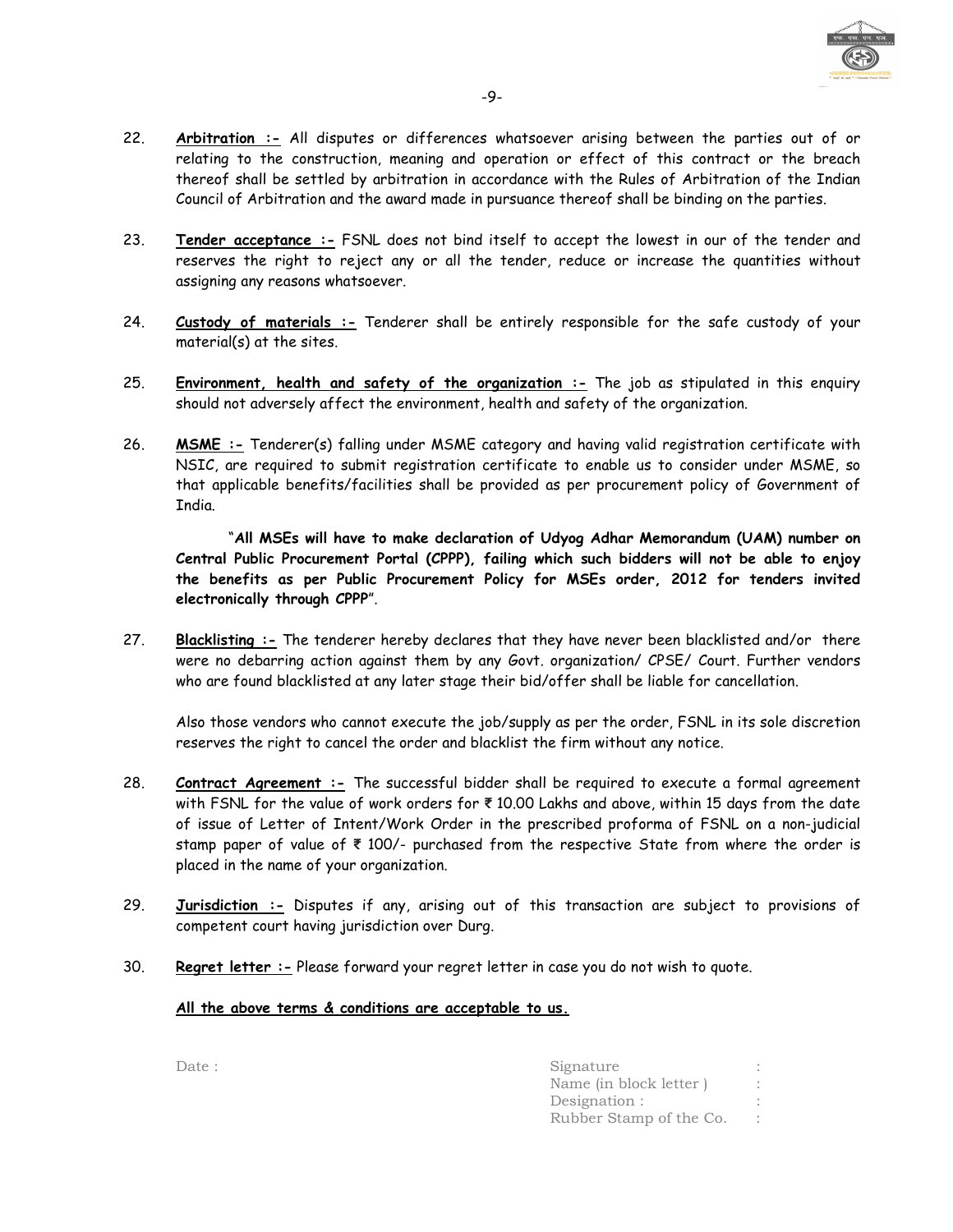22. **Arbitration :-** All disputes or differences whatsoever arising between the parties out of or relating to the construction, meaning and operation or effect of this contract or the breach thereof shall be settled by arbitration in accordance with the Rules of Arbitration of the Indian Council of Arbitration and the award made in pursuance thereof shall be binding on the parties.

23. **Tender acceptance :-** FSNL does not bind itself to accept the lowest in our of the tender and reserves the right to reject any or all the tender, reduce or increase the quantities without assigning any reasons whatsoever.

24. **Custody of materials :-** Tenderer shall be entirely responsible for the safe custody of your material(s) at the sites.

25. **Environment, health and safety of the organization :-** The job as stipulated in this enquiry should not adversely affect the environment, health and safety of the organization.

26. **MSME :-** Tenderer(s) falling under MSME category and having valid registration certificate with NSIC, are required to submit registration certificate to enable us to consider under MSME, so that applicable benefits/facilities shall be provided as per procurement policy of Government of India.

    "**All MSEs will have to make declaration of Udyog Adhar Memorandum (UAM) number on Central Public Procurement Portal (CPPP), failing which such bidders will not be able to enjoy the benefits as per Public Procurement Policy for MSEs order, 2012 for tenders invited electronically through CPPP**".

27. **Blacklisting :-** The tenderer hereby declares that they have never been blacklisted and/or there were no debarring action against them by any Govt. organization/ CPSE/ Court. Further vendors who are found blacklisted at any later stage their bid/offer shall be liable for cancellation.

    Also those vendors who cannot execute the job/supply as per the order, FSNL in its sole discretion reserves the right to cancel the order and blacklist the firm without any notice.

28. **Contract Agreement :-** The successful bidder shall be required to execute a formal agreement with FSNL for the value of work orders for ₹ 10.00 Lakhs and above, within 15 days from the date of issue of Letter of Intent/Work Order in the prescribed proforma of FSNL on a non-judicial stamp paper of value of ₹ 100/- purchased from the respective State from where the order is placed in the name of your organization.

29. **Jurisdiction :-** Disputes if any, arising out of this transaction are subject to provisions of competent court having jurisdiction over Durg.

30. **Regret letter :-** Please forward your regret letter in case you do not wish to quote.

**All the above terms & conditions are acceptable to us.**

Date :

Signature :
Name (in block letter ) :
Designation : :
Rubber Stamp of the Co. :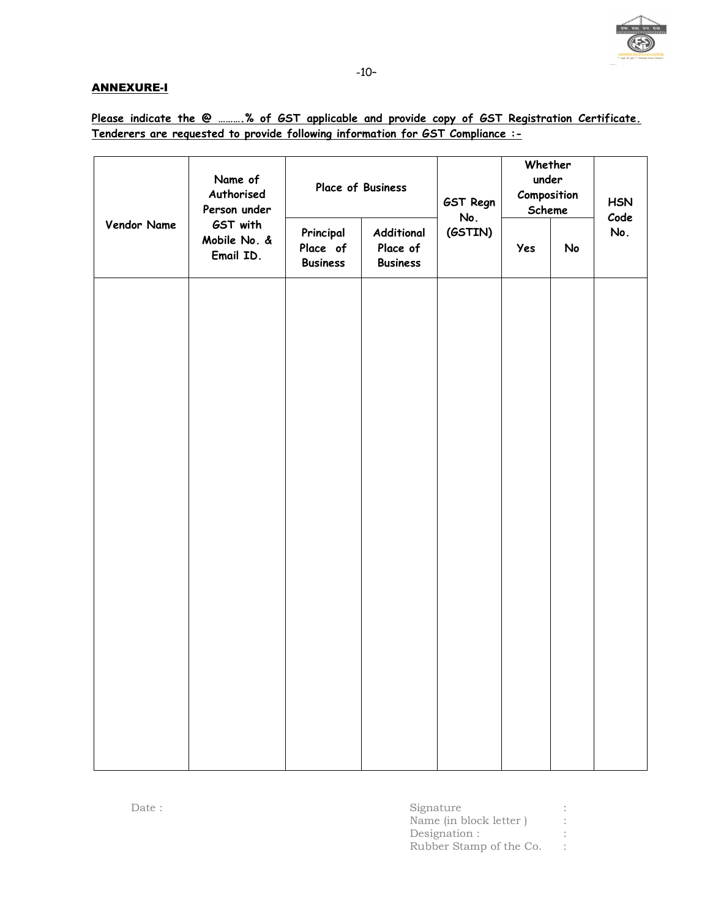## ANNEXURE-I

**Please indicate the @ ……….% of GST applicable and provide copy of GST Registration Certificate. Tenderers are requested to provide following information for GST Compliance :-**

| Vendor Name | Name of Authorised Person under GST with Mobile No. & Email ID. | Place of Business | | GST Regn No. (GSTIN) | Whether under Composition Scheme | | HSN Code No. |
|---|---|---|---|---|---|---|---|
| | | Principal Place of Business | Additional Place of Business | | Yes | No | |
| | | | | | | | |

Date :

Signature :
Name (in block letter ) :
Designation : :
Rubber Stamp of the Co. :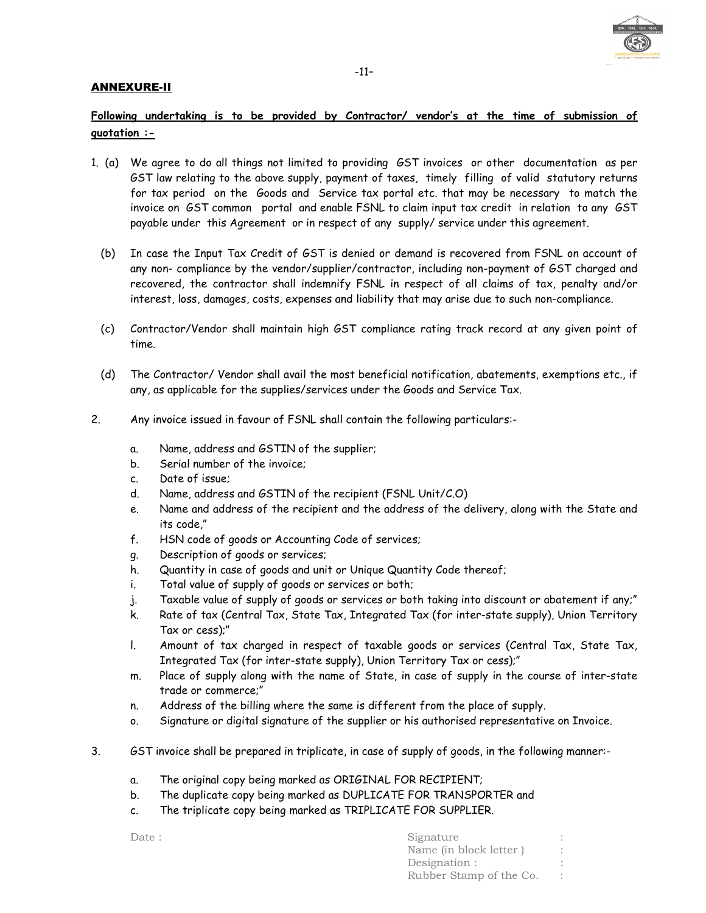## ANNEXURE-II

**Following undertaking is to be provided by Contractor/ vendor's at the time of submission of quotation :-**

1. (a) We agree to do all things not limited to providing GST invoices or other documentation as per GST law relating to the above supply, payment of taxes, timely filling of valid statutory returns for tax period on the Goods and Service tax portal etc. that may be necessary to match the invoice on GST common portal and enable FSNL to claim input tax credit in relation to any GST payable under this Agreement or in respect of any supply/ service under this agreement.

   (b) In case the Input Tax Credit of GST is denied or demand is recovered from FSNL on account of any non- compliance by the vendor/supplier/contractor, including non-payment of GST charged and recovered, the contractor shall indemnify FSNL in respect of all claims of tax, penalty and/or interest, loss, damages, costs, expenses and liability that may arise due to such non-compliance.

   (c) Contractor/Vendor shall maintain high GST compliance rating track record at any given point of time.

   (d) The Contractor/ Vendor shall avail the most beneficial notification, abatements, exemptions etc., if any, as applicable for the supplies/services under the Goods and Service Tax.

2. Any invoice issued in favour of FSNL shall contain the following particulars:-

   a. Name, address and GSTIN of the supplier;
   b. Serial number of the invoice;
   c. Date of issue;
   d. Name, address and GSTIN of the recipient (FSNL Unit/C.O)
   e. Name and address of the recipient and the address of the delivery, along with the State and its code,"
   f. HSN code of goods or Accounting Code of services;
   g. Description of goods or services;
   h. Quantity in case of goods and unit or Unique Quantity Code thereof;
   i. Total value of supply of goods or services or both;
   j. Taxable value of supply of goods or services or both taking into discount or abatement if any;"
   k. Rate of tax (Central Tax, State Tax, Integrated Tax (for inter-state supply), Union Territory Tax or cess);"
   l. Amount of tax charged in respect of taxable goods or services (Central Tax, State Tax, Integrated Tax (for inter-state supply), Union Territory Tax or cess);"
   m. Place of supply along with the name of State, in case of supply in the course of inter-state trade or commerce;"
   n. Address of the billing where the same is different from the place of supply.
   o. Signature or digital signature of the supplier or his authorised representative on Invoice.

3. GST invoice shall be prepared in triplicate, in case of supply of goods, in the following manner:-

   a. The original copy being marked as ORIGINAL FOR RECIPIENT;
   b. The duplicate copy being marked as DUPLICATE FOR TRANSPORTER and
   c. The triplicate copy being marked as TRIPLICATE FOR SUPPLIER.

Date :

Signature :
Name (in block letter ) :
Designation : :
Rubber Stamp of the Co. :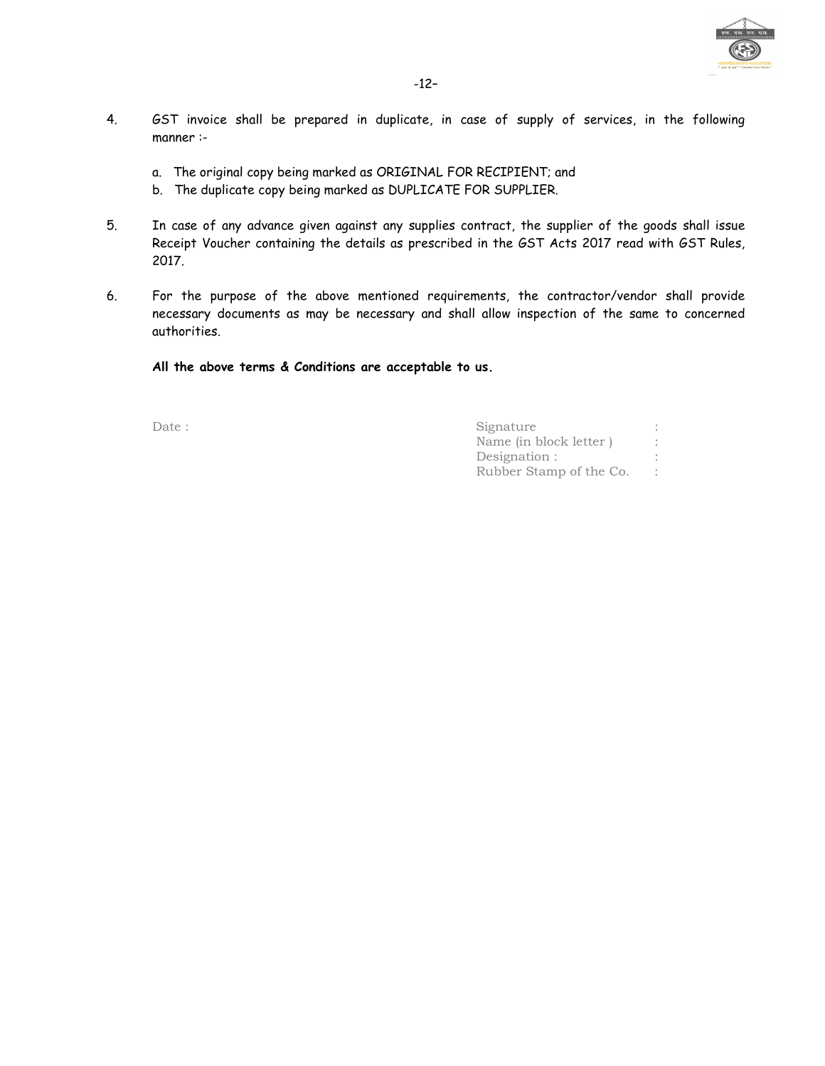4. GST invoice shall be prepared in duplicate, in case of supply of services, in the following manner :-

   a. The original copy being marked as ORIGINAL FOR RECIPIENT; and
   b. The duplicate copy being marked as DUPLICATE FOR SUPPLIER.

5. In case of any advance given against any supplies contract, the supplier of the goods shall issue Receipt Voucher containing the details as prescribed in the GST Acts 2017 read with GST Rules, 2017.

6. For the purpose of the above mentioned requirements, the contractor/vendor shall provide necessary documents as may be necessary and shall allow inspection of the same to concerned authorities.

**All the above terms & Conditions are acceptable to us.**

Date :

Signature :
Name (in block letter ) :
Designation :
Rubber Stamp of the Co. :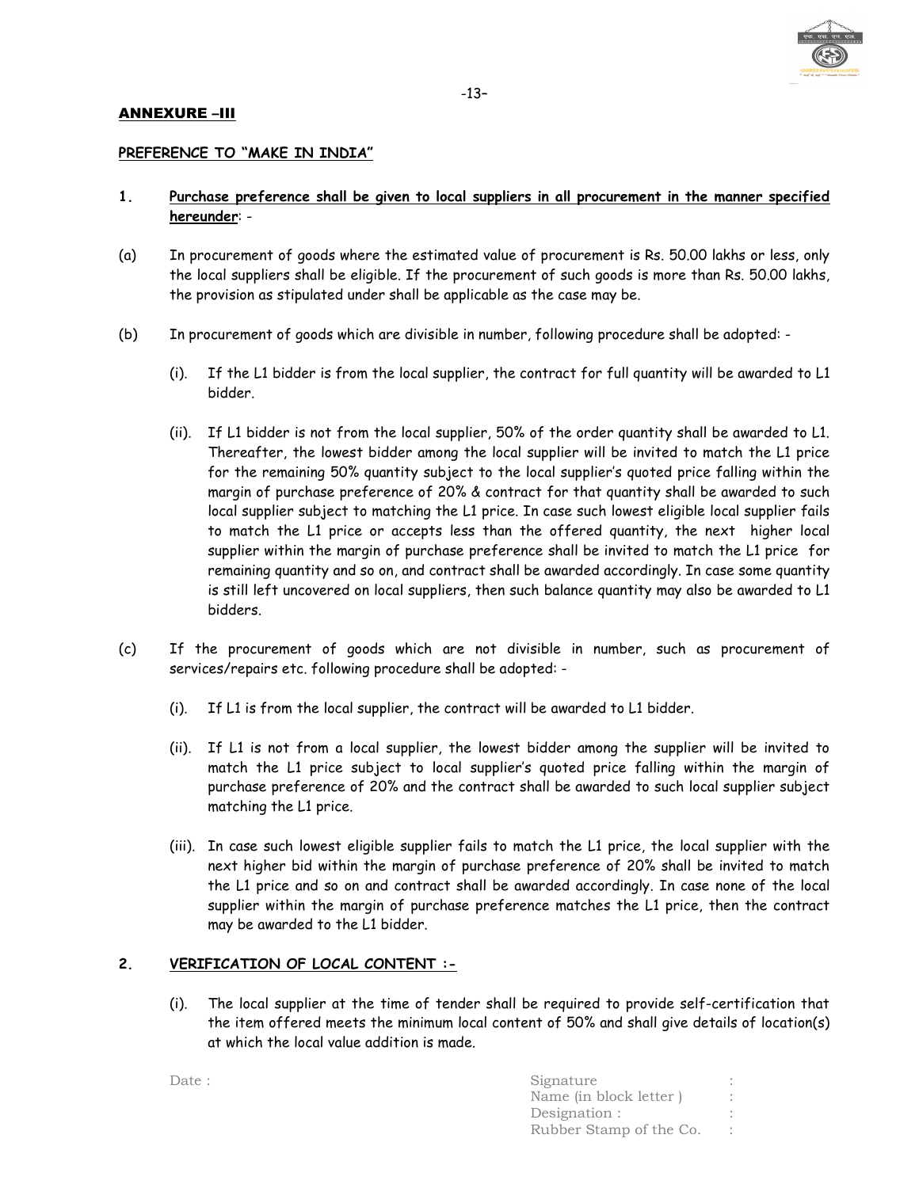## ANNEXURE –III

### PREFERENCE TO "MAKE IN INDIA"

**1. Purchase preference shall be given to local suppliers in all procurement in the manner specified hereunder**: -

(a) In procurement of goods where the estimated value of procurement is Rs. 50.00 lakhs or less, only the local suppliers shall be eligible. If the procurement of such goods is more than Rs. 50.00 lakhs, the provision as stipulated under shall be applicable as the case may be.

(b) In procurement of goods which are divisible in number, following procedure shall be adopted: -

(i). If the L1 bidder is from the local supplier, the contract for full quantity will be awarded to L1 bidder.

(ii). If L1 bidder is not from the local supplier, 50% of the order quantity shall be awarded to L1. Thereafter, the lowest bidder among the local supplier will be invited to match the L1 price for the remaining 50% quantity subject to the local supplier's quoted price falling within the margin of purchase preference of 20% & contract for that quantity shall be awarded to such local supplier subject to matching the L1 price. In case such lowest eligible local supplier fails to match the L1 price or accepts less than the offered quantity, the next higher local supplier within the margin of purchase preference shall be invited to match the L1 price for remaining quantity and so on, and contract shall be awarded accordingly. In case some quantity is still left uncovered on local suppliers, then such balance quantity may also be awarded to L1 bidders.

(c) If the procurement of goods which are not divisible in number, such as procurement of services/repairs etc. following procedure shall be adopted: -

(i). If L1 is from the local supplier, the contract will be awarded to L1 bidder.

(ii). If L1 is not from a local supplier, the lowest bidder among the supplier will be invited to match the L1 price subject to local supplier's quoted price falling within the margin of purchase preference of 20% and the contract shall be awarded to such local supplier subject matching the L1 price.

(iii). In case such lowest eligible supplier fails to match the L1 price, the local supplier with the next higher bid within the margin of purchase preference of 20% shall be invited to match the L1 price and so on and contract shall be awarded accordingly. In case none of the local supplier within the margin of purchase preference matches the L1 price, then the contract may be awarded to the L1 bidder.

**2. VERIFICATION OF LOCAL CONTENT :-**

(i). The local supplier at the time of tender shall be required to provide self-certification that the item offered meets the minimum local content of 50% and shall give details of location(s) at which the local value addition is made.

Date :

Signature :
Name (in block letter ) :
Designation :
Rubber Stamp of the Co. :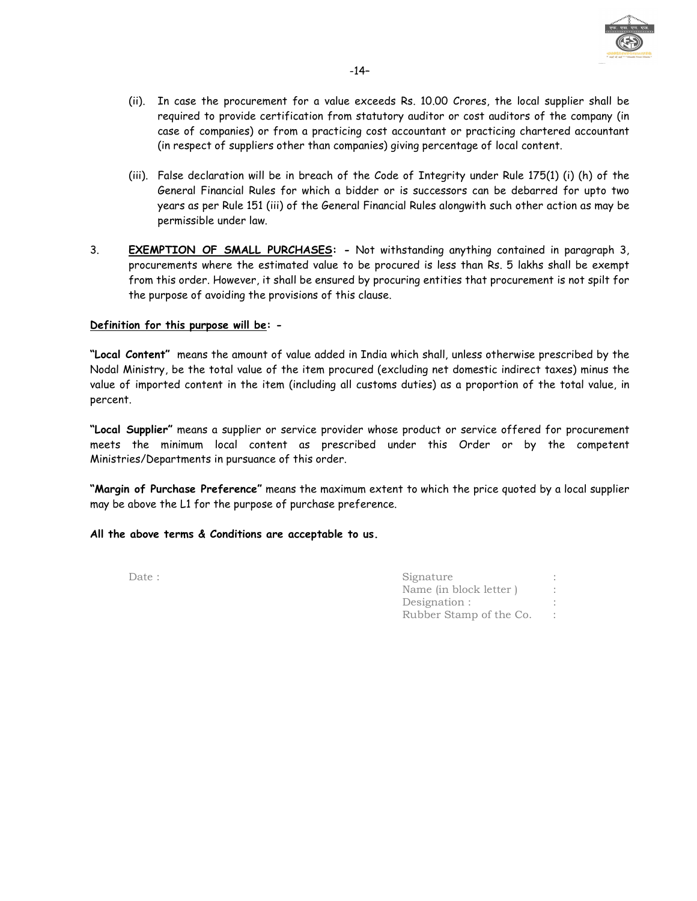(ii). In case the procurement for a value exceeds Rs. 10.00 Crores, the local supplier shall be required to provide certification from statutory auditor or cost auditors of the company (in case of companies) or from a practicing cost accountant or practicing chartered accountant (in respect of suppliers other than companies) giving percentage of local content.

(iii). False declaration will be in breach of the Code of Integrity under Rule 175(1) (i) (h) of the General Financial Rules for which a bidder or is successors can be debarred for upto two years as per Rule 151 (iii) of the General Financial Rules alongwith such other action as may be permissible under law.

3. **<u>EXEMPTION OF SMALL PURCHASES</u>: -** Not withstanding anything contained in paragraph 3, procurements where the estimated value to be procured is less than Rs. 5 lakhs shall be exempt from this order. However, it shall be ensured by procuring entities that procurement is not spilt for the purpose of avoiding the provisions of this clause.

**<u>Definition for this purpose will be</u>: -**

**"Local Content"** means the amount of value added in India which shall, unless otherwise prescribed by the Nodal Ministry, be the total value of the item procured (excluding net domestic indirect taxes) minus the value of imported content in the item (including all customs duties) as a proportion of the total value, in percent.

**"Local Supplier"** means a supplier or service provider whose product or service offered for procurement meets the minimum local content as prescribed under this Order or by the competent Ministries/Departments in pursuance of this order.

**"Margin of Purchase Preference"** means the maximum extent to which the price quoted by a local supplier may be above the L1 for the purpose of purchase preference.

**All the above terms & Conditions are acceptable to us.**

Date :

Signature :
Name (in block letter ) :
Designation : :
Rubber Stamp of the Co. :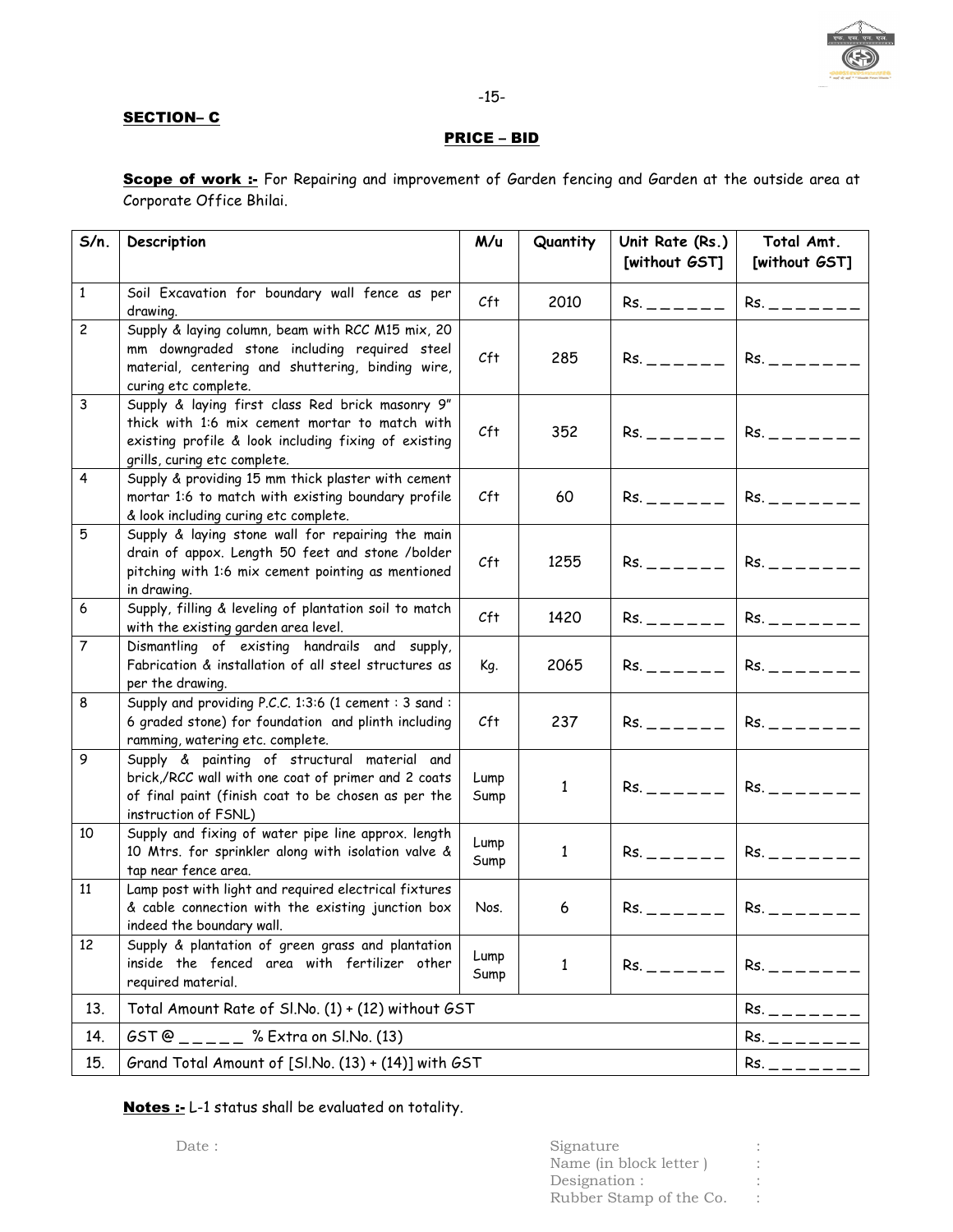**SECTION– C**

**PRICE – BID**

**Scope of work :-** For Repairing and improvement of Garden fencing and Garden at the outside area at Corporate Office Bhilai.

| S/n. | Description | M/u | Quantity | Unit Rate (Rs.) [without GST] | Total Amt. [without GST] |
|---|---|---|---|---|---|
| 1 | Soil Excavation for boundary wall fence as per drawing. | Cft | 2010 | Rs. _ _ _ _ _ _ | Rs. _ _ _ _ _ _ _ |
| 2 | Supply & laying column, beam with RCC M15 mix, 20 mm downgraded stone including required steel material, centering and shuttering, binding wire, curing etc complete. | Cft | 285 | Rs. _ _ _ _ _ _ | Rs. _ _ _ _ _ _ _ |
| 3 | Supply & laying first class Red brick masonry 9" thick with 1:6 mix cement mortar to match with existing profile & look including fixing of existing grills, curing etc complete. | Cft | 352 | Rs. _ _ _ _ _ _ | Rs. _ _ _ _ _ _ _ |
| 4 | Supply & providing 15 mm thick plaster with cement mortar 1:6 to match with existing boundary profile & look including curing etc complete. | Cft | 60 | Rs. _ _ _ _ _ _ | Rs. _ _ _ _ _ _ _ |
| 5 | Supply & laying stone wall for repairing the main drain of appox. Length 50 feet and stone /bolder pitching with 1:6 mix cement pointing as mentioned in drawing. | Cft | 1255 | Rs. _ _ _ _ _ _ | Rs. _ _ _ _ _ _ _ |
| 6 | Supply, filling & leveling of plantation soil to match with the existing garden area level. | Cft | 1420 | Rs. _ _ _ _ _ _ | Rs. _ _ _ _ _ _ _ |
| 7 | Dismantling of existing handrails and supply, Fabrication & installation of all steel structures as per the drawing. | Kg. | 2065 | Rs. _ _ _ _ _ _ | Rs. _ _ _ _ _ _ _ |
| 8 | Supply and providing P.C.C. 1:3:6 (1 cement : 3 sand : 6 graded stone) for foundation and plinth including ramming, watering etc. complete. | Cft | 237 | Rs. _ _ _ _ _ _ | Rs. _ _ _ _ _ _ _ |
| 9 | Supply & painting of structural material and brick,/RCC wall with one coat of primer and 2 coats of final paint (finish coat to be chosen as per the instruction of FSNL) | Lump Sump | 1 | Rs. _ _ _ _ _ _ | Rs. _ _ _ _ _ _ _ |
| 10 | Supply and fixing of water pipe line approx. length 10 Mtrs. for sprinkler along with isolation valve & tap near fence area. | Lump Sump | 1 | Rs. _ _ _ _ _ _ | Rs. _ _ _ _ _ _ _ |
| 11 | Lamp post with light and required electrical fixtures & cable connection with the existing junction box indeed the boundary wall. | Nos. | 6 | Rs. _ _ _ _ _ _ | Rs. _ _ _ _ _ _ _ |
| 12 | Supply & plantation of green grass and plantation inside the fenced area with fertilizer other required material. | Lump Sump | 1 | Rs. _ _ _ _ _ _ | Rs. _ _ _ _ _ _ _ |
| 13. | Total Amount Rate of Sl.No. (1) + (12) without GST | | | | Rs. _ _ _ _ _ _ _ |
| 14. | GST @ _ _ _ _ _ % Extra on Sl.No. (13) | | | | Rs. _ _ _ _ _ _ _ |
| 15. | Grand Total Amount of [Sl.No. (13) + (14)] with GST | | | | Rs. _ _ _ _ _ _ _ |

**Notes :-** L-1 status shall be evaluated on totality.

Date :

Signature :
Name (in block letter ) :
Designation :
Rubber Stamp of the Co. :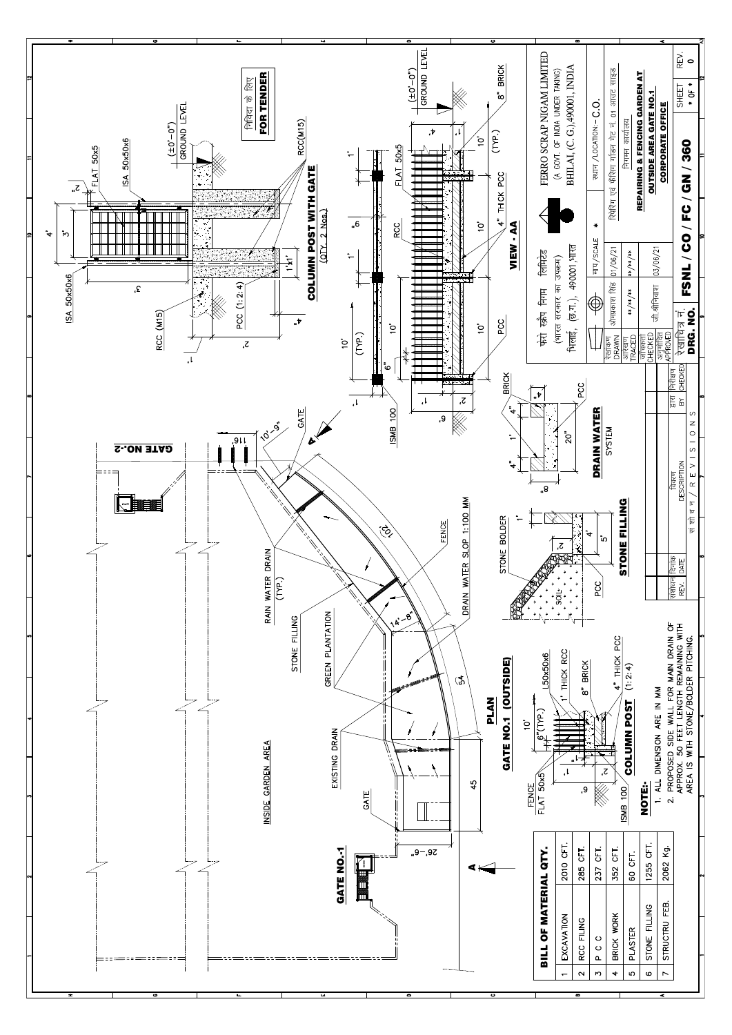निविदा के लिए
**FOR TENDER**

## COLUMN POST WITH GATE
(QTY. 2 Nos.)

ISA 50x50x6
FLAT 50x5
ISA 50x50x6
RCC (M15)
RCC(M15)
PCC (1:2:4)
(±0'-0")
GROUND LEVEL
4'
3'
3'
2'
1'
4"
1'x1'
2"

## VIEW - AA

ISMB 100
FLAT 50x5
RCC
PCC
4" THICK PCC
8" BRICK
(±0'-0")
GROUND LEVEL
10' (TYP.)
10'
10'
10'
6"
9"
1'
1'
2'
6'
4'
1'
(TYP.)

## DRAIN WATER
SYSTEM

BRICK
PCC
4"
4"
1'
4"
20"
8"

## STONE FILLING

STONE BOLDER
SOIL
PCC
1'
2'
4'
5'

## PLAN
## GATE NO.1 (OUTSIDE)

GATE NO.-1
GATE NO.-2
INSIDE GARDEN AREA
EXISTING DRAIN
GREEN PLANTATION
STONE FILLING
RAIN WATER DRAIN (TYP.)
GATE
FENCE
DRAIN WATER SLOP 1:100 MM
10'-9"
116'
102'
14'-8"
54
45
26'-6"
A
A

## COLUMN POST

FENCE
FLAT 50x5
ISMB 100
L50x50x6
1' THICK RCC
8" BRICK
4" THICK PCC (1:2:4)
10'
6"(TYP.)
6'
1'
2'

**NOTE:-**
1. ALL DIMENSION ARE IN MM
2. PROPOSED SIDE WALL FOR MAIN DRAIN OF APPROX. 50 FEET LENGTH REMAINING WITH AREA IS WITH STONE/BOLDER PITCHING.

## BILL OF MATERIAL QTY.

| | | |
|---|---|---|
| 1 | EXCAVATION | 2010 CFT. |
| 2 | RCC FILING | 285 CFT. |
| 3 | P C C | 237 CFT. |
| 4 | BRICK WORK | 352 CFT. |
| 5 | PLASTER | 60 CFT. |
| 6 | STONE FILLING | 1255 CFT. |
| 7 | STRUCTRU FEB. | 2062 Kg. |

| संशोधन REV. | दिनांक DATE | विवरण DESCRIPTION | द्वारा BY | निरीक्षण CHECKED |
|---|---|---|---|---|
| | | | | |

सं शो ध न / R E V I S I O N S

फेरो स्क्रैप निगम लिमिटेड
(भारत सरकार का उपक्रम)
भिलाई, (छ.ग.), 490001,भारत

FERRO SCRAP NIGAM LIMITED
(A GOVT. OF INDIA UNDER TAKING)
BHILAI, (C. G.),490001, INDIA

| | | | |
|---|---|---|---|
| | | माप/SCALE | * |
| रेखांकन DRAWN | ओमप्रकाश सिंह | 01/06/21 | |
| आरेखण TRACED | **/**/** | **/**/** | |
| जाँचकर्ता CHECKED | | | |
| अनुमोदित APPROVED | जी.श्रीनिवास | 03/06/21 | |

स्थान /LOCATION:- C.O.

रिपेरिंग एवं फेंसिंग गार्डन गेट नं. 01 आउट साइड
निगमन कार्यालय

**REPAIRING & FENCING GARDEN AT OUTSIDE AREA GATE NO.1**
**CORPORATE OFFICE**

रेखाचित्र नं. DRG. NO. **FSNL / CO / FC / GN / 360**

SHEET * OF *
REV. 0